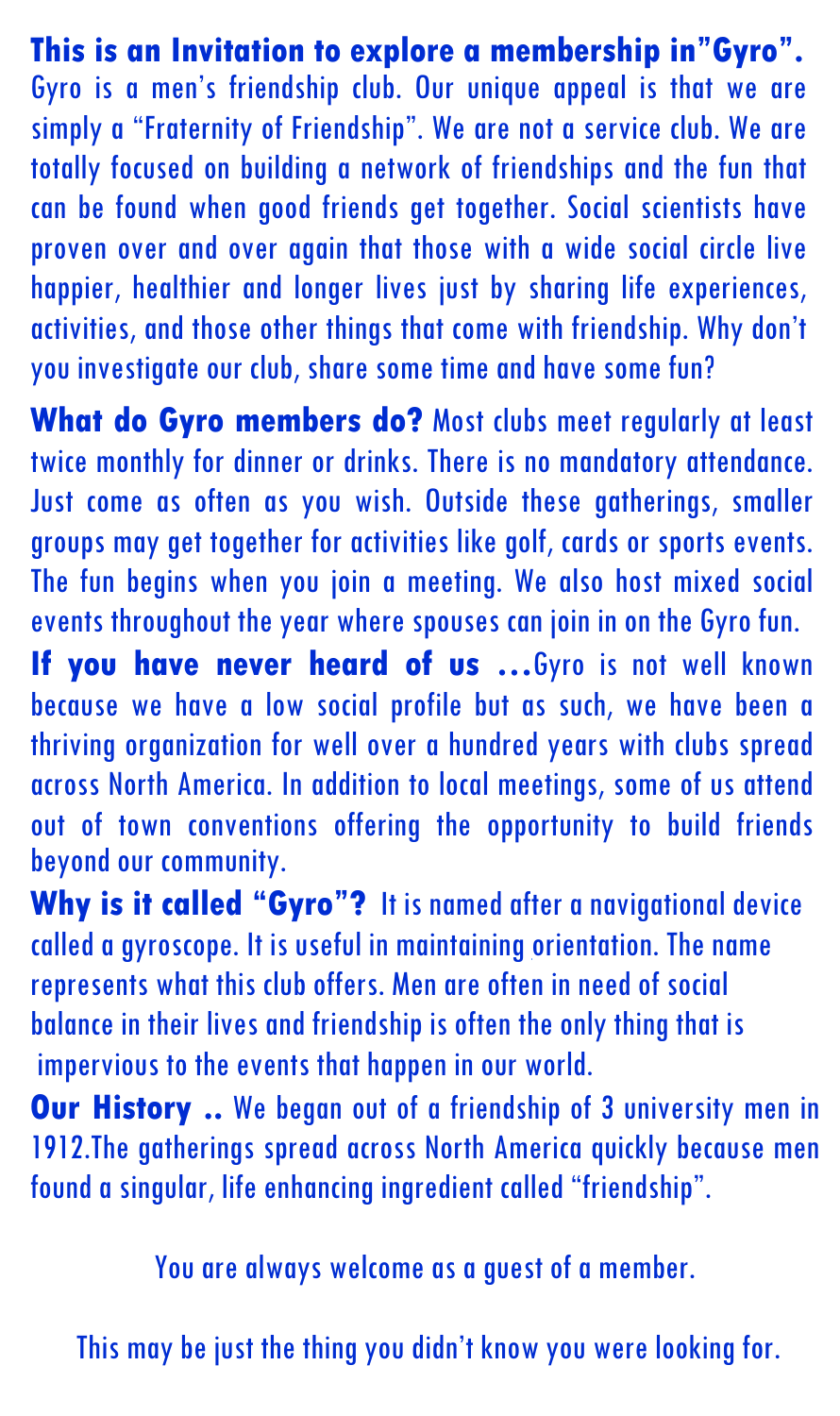**This is an Invitation to explore a membership in"Gyro".** Gyro is a men's friendship club. Our unique appeal is that we are simply a "Fraternity of Friendship". We are not a service club. We are totally focused on building a network of friendships and the fun that can be found when good friends get together. Social scientists have proven over and over again that those with a wide social circle live happier, healthier and longer lives just by sharing life experiences, activities, and those other things that come with friendship. Why don't you investigate our club, share some time and have some fun?

**What do Gyro members do?** Most clubs meet regularly at least twice monthly for dinner or drinks. There is no mandatory attendance. Just come as often as you wish. Outside these gatherings, smaller groups may get together for activities like golf, cards or sports events. The fun begins when you join a meeting. We also host mixed social events throughout the year where spouses can join in on the Gyro fun.

**If you have never heard of us ...**Gyro is not well known because we have a low social profile but as such, we have been a thriving organization for well over a hundred years with clubs spread across North America. In addition to local meetings, some of us attend out of town conventions offering the opportunity to build friends beyond our community.

**Why is it called "Gyro"?** It is named after a navigational device called a gyroscope. It is useful in maintaining orientation. The name represents what this club offers. Men are often in need of social balance in their lives and friendship is often the only thing that is impervious to the events that happen in our world.

**Our History ..** We began out of a friendship of 3 university men in 1912.The gatherings spread across North America quickly because men found a singular, life enhancing ingredient called "friendship".

You are always welcome as a guest of a member.

This may be just the thing you didn't know you were looking for.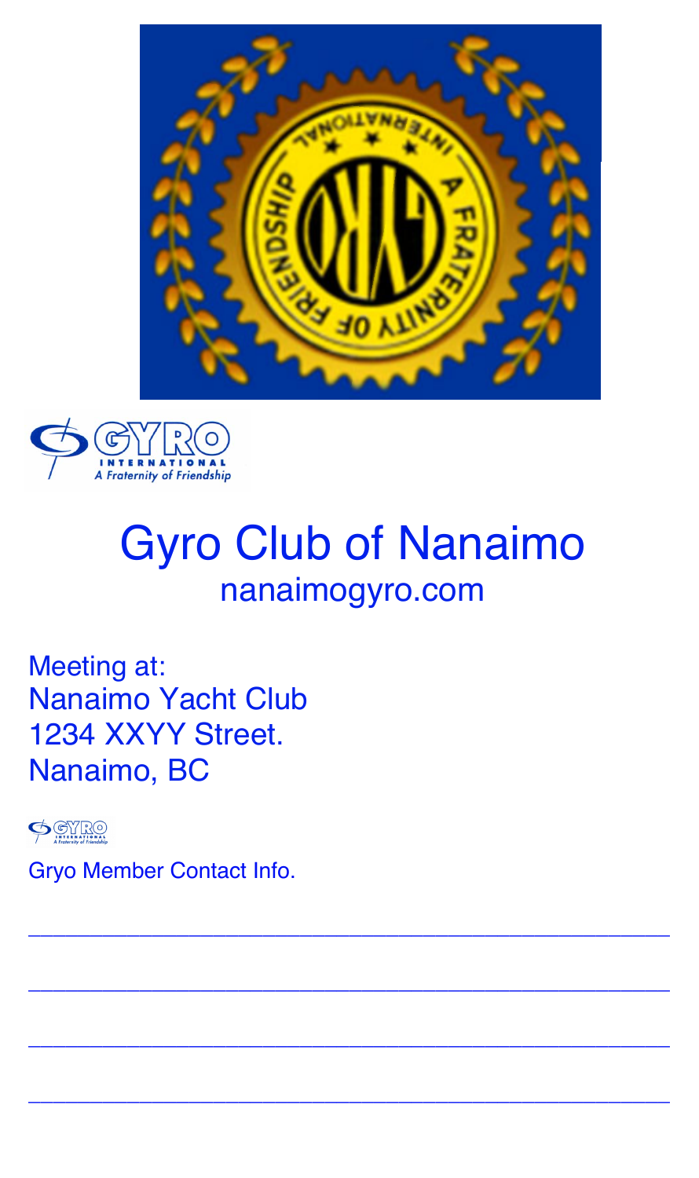# Gyro Club of Nanaimo

## nanaimogyro.com

Meeting at:
Nanaimo Yacht Club
1234 XXYY Street.
Nanaimo, BC

Gryo Member Contact Info.

______________________________________________

______________________________________________

______________________________________________

______________________________________________